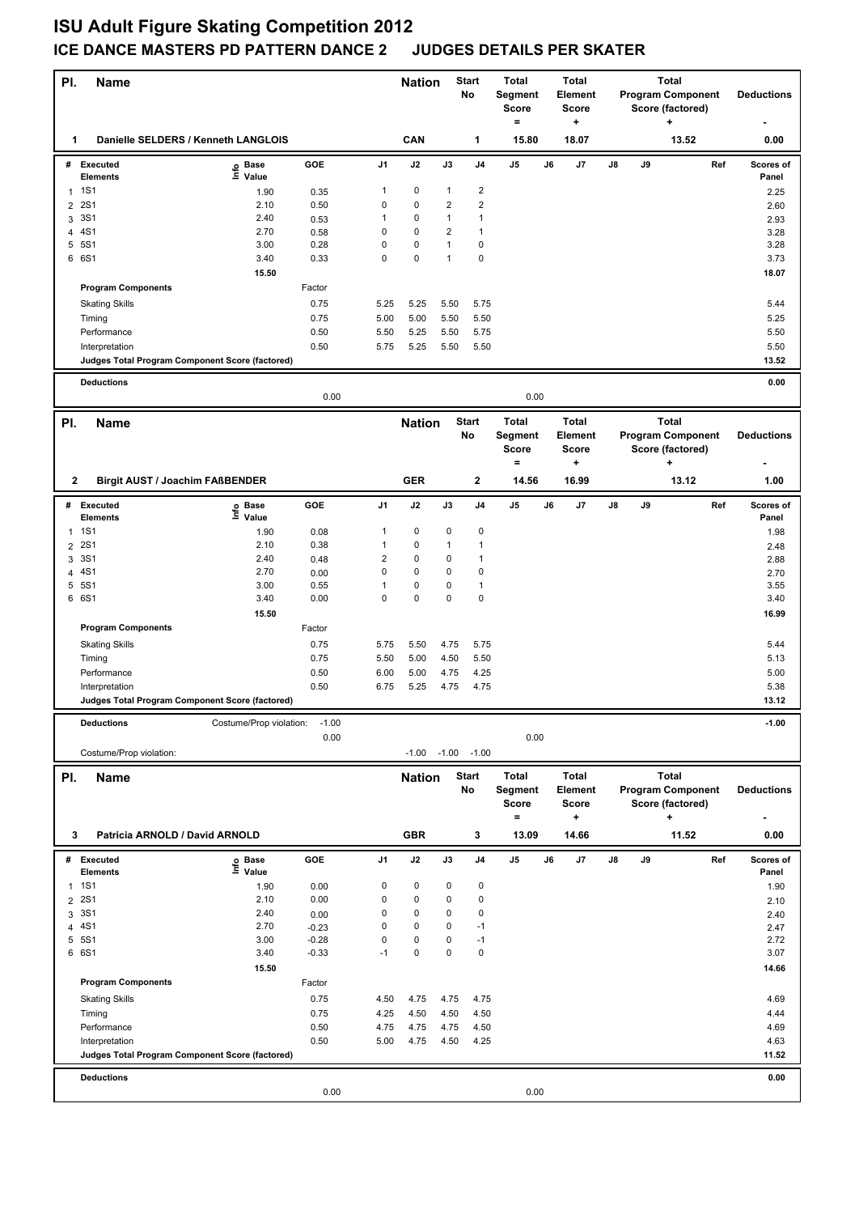# ISU Adult Figure Skating Competition 2012

## ICE DANCE MASTERS PD PATTERN DANCE 2 JUDGES DETAILS PER SKATER

| Pl. | Name | Nation | Start No | Total Segment Score = | Total Element Score + | Total Program Component Score (factored) + | Deductions - |
|---|---|---|---|---|---|---|---|
| 1 | Danielle SELDERS / Kenneth LANGLOIS | CAN | 1 | 15.80 | 18.07 | 13.52 | 0.00 |

| # | Executed Elements | Info | Base Value | GOE | J1 | J2 | J3 | J4 | J5 | J6 | J7 | J8 | J9 | Ref | Scores of Panel |
|---|---|---|---|---|---|---|---|---|---|---|---|---|---|---|---|
| 1 | 1S1 | | 1.90 | 0.35 | 1 | 0 | 1 | 2 | | | | | | | 2.25 |
| 2 | 2S1 | | 2.10 | 0.50 | 0 | 0 | 2 | 2 | | | | | | | 2.60 |
| 3 | 3S1 | | 2.40 | 0.53 | 1 | 0 | 1 | 1 | | | | | | | 2.93 |
| 4 | 4S1 | | 2.70 | 0.58 | 0 | 0 | 2 | 1 | | | | | | | 3.28 |
| 5 | 5S1 | | 3.00 | 0.28 | 0 | 0 | 1 | 0 | | | | | | | 3.28 |
| 6 | 6S1 | | 3.40 | 0.33 | 0 | 0 | 1 | 0 | | | | | | | 3.73 |
| | | | 15.50 | | | | | | | | | | | | 18.07 |
| | **Program Components** | | | Factor | | | | | | | | | | | |
| | Skating Skills | | | 0.75 | 5.25 | 5.25 | 5.50 | 5.75 | | | | | | | 5.44 |
| | Timing | | | 0.75 | 5.00 | 5.00 | 5.50 | 5.50 | | | | | | | 5.25 |
| | Performance | | | 0.50 | 5.50 | 5.25 | 5.50 | 5.75 | | | | | | | 5.50 |
| | Interpretation | | | 0.50 | 5.75 | 5.25 | 5.50 | 5.50 | | | | | | | 5.50 |
| | **Judges Total Program Component Score (factored)** | | | | | | | | | | | | | | 13.52 |
| | **Deductions** | | | | | | | | | | | | | | 0.00 |
| | | | | 0.00 | | | | | 0.00 | | | | | | |

| Pl. | Name | Nation | Start No | Total Segment Score = | Total Element Score + | Total Program Component Score (factored) + | Deductions - |
|---|---|---|---|---|---|---|---|
| 2 | Birgit AUST / Joachim FAßBENDER | GER | 2 | 14.56 | 16.99 | 13.12 | 1.00 |

| # | Executed Elements | Info | Base Value | GOE | J1 | J2 | J3 | J4 | J5 | J6 | J7 | J8 | J9 | Ref | Scores of Panel |
|---|---|---|---|---|---|---|---|---|---|---|---|---|---|---|---|
| 1 | 1S1 | | 1.90 | 0.08 | 1 | 0 | 0 | 0 | | | | | | | 1.98 |
| 2 | 2S1 | | 2.10 | 0.38 | 1 | 0 | 1 | 1 | | | | | | | 2.48 |
| 3 | 3S1 | | 2.40 | 0.48 | 2 | 0 | 0 | 1 | | | | | | | 2.88 |
| 4 | 4S1 | | 2.70 | 0.00 | 0 | 0 | 0 | 0 | | | | | | | 2.70 |
| 5 | 5S1 | | 3.00 | 0.55 | 1 | 0 | 0 | 1 | | | | | | | 3.55 |
| 6 | 6S1 | | 3.40 | 0.00 | 0 | 0 | 0 | 0 | | | | | | | 3.40 |
| | | | 15.50 | | | | | | | | | | | | 16.99 |
| | **Program Components** | | | Factor | | | | | | | | | | | |
| | Skating Skills | | | 0.75 | 5.75 | 5.50 | 4.75 | 5.75 | | | | | | | 5.44 |
| | Timing | | | 0.75 | 5.50 | 5.00 | 4.50 | 5.50 | | | | | | | 5.13 |
| | Performance | | | 0.50 | 6.00 | 5.00 | 4.75 | 4.25 | | | | | | | 5.00 |
| | Interpretation | | | 0.50 | 6.75 | 5.25 | 4.75 | 4.75 | | | | | | | 5.38 |
| | **Judges Total Program Component Score (factored)** | | | | | | | | | | | | | | 13.12 |
| | **Deductions** | Costume/Prop violation: | | -1.00 | | | | | | | | | | | -1.00 |
| | | | | 0.00 | | | | | 0.00 | | | | | | |
| | Costume/Prop violation: | | | | | -1.00 | -1.00 | -1.00 | | | | | | | |

| Pl. | Name | Nation | Start No | Total Segment Score = | Total Element Score + | Total Program Component Score (factored) + | Deductions - |
|---|---|---|---|---|---|---|---|
| 3 | Patricia ARNOLD / David ARNOLD | GBR | 3 | 13.09 | 14.66 | 11.52 | 0.00 |

| # | Executed Elements | Info | Base Value | GOE | J1 | J2 | J3 | J4 | J5 | J6 | J7 | J8 | J9 | Ref | Scores of Panel |
|---|---|---|---|---|---|---|---|---|---|---|---|---|---|---|---|
| 1 | 1S1 | | 1.90 | 0.00 | 0 | 0 | 0 | 0 | | | | | | | 1.90 |
| 2 | 2S1 | | 2.10 | 0.00 | 0 | 0 | 0 | 0 | | | | | | | 2.10 |
| 3 | 3S1 | | 2.40 | 0.00 | 0 | 0 | 0 | 0 | | | | | | | 2.40 |
| 4 | 4S1 | | 2.70 | -0.23 | 0 | 0 | 0 | -1 | | | | | | | 2.47 |
| 5 | 5S1 | | 3.00 | -0.28 | 0 | 0 | 0 | -1 | | | | | | | 2.72 |
| 6 | 6S1 | | 3.40 | -0.33 | -1 | 0 | 0 | 0 | | | | | | | 3.07 |
| | | | 15.50 | | | | | | | | | | | | 14.66 |
| | **Program Components** | | | Factor | | | | | | | | | | | |
| | Skating Skills | | | 0.75 | 4.50 | 4.75 | 4.75 | 4.75 | | | | | | | 4.69 |
| | Timing | | | 0.75 | 4.25 | 4.50 | 4.50 | 4.50 | | | | | | | 4.44 |
| | Performance | | | 0.50 | 4.75 | 4.75 | 4.75 | 4.50 | | | | | | | 4.69 |
| | Interpretation | | | 0.50 | 5.00 | 4.75 | 4.50 | 4.25 | | | | | | | 4.63 |
| | **Judges Total Program Component Score (factored)** | | | | | | | | | | | | | | 11.52 |
| | **Deductions** | | | | | | | | | | | | | | 0.00 |
| | | | | 0.00 | | | | | 0.00 | | | | | | |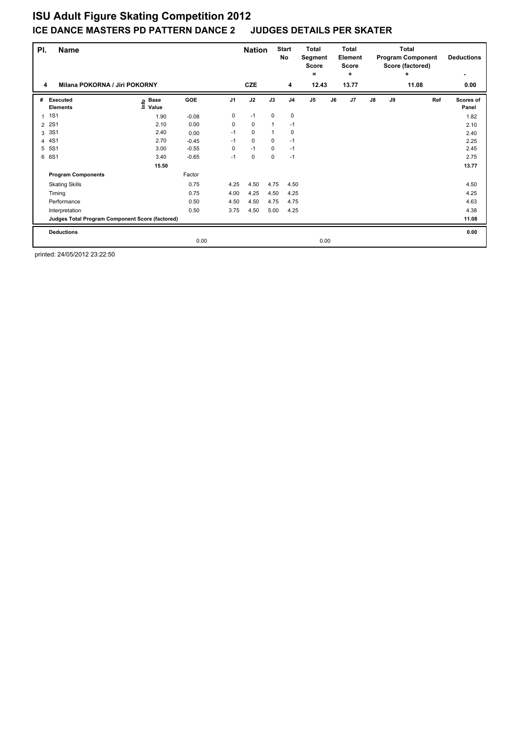# ISU Adult Figure Skating Competition 2012

## ICE DANCE MASTERS PD PATTERN DANCE 2 JUDGES DETAILS PER SKATER

| Pl. | Name | Nation | Start No | Total Segment Score = | Total Element Score + | Total Program Component Score (factored) + | Deductions - |
|---|---|---|---|---|---|---|---|
| 4 | Milana POKORNA / Jiri POKORNY | CZE | 4 | 12.43 | 13.77 | 11.08 | 0.00 |

| # | Executed Elements | Info | Base Value | GOE | J1 | J2 | J3 | J4 | J5 | J6 | J7 | J8 | J9 | Ref | Scores of Panel |
|---|---|---|---|---|---|---|---|---|---|---|---|---|---|---|---|
| 1 | 1S1 | | 1.90 | -0.08 | 0 | -1 | 0 | 0 | | | | | | | 1.82 |
| 2 | 2S1 | | 2.10 | 0.00 | 0 | 0 | 1 | -1 | | | | | | | 2.10 |
| 3 | 3S1 | | 2.40 | 0.00 | -1 | 0 | 1 | 0 | | | | | | | 2.40 |
| 4 | 4S1 | | 2.70 | -0.45 | -1 | 0 | 0 | -1 | | | | | | | 2.25 |
| 5 | 5S1 | | 3.00 | -0.55 | 0 | -1 | 0 | -1 | | | | | | | 2.45 |
| 6 | 6S1 | | 3.40 | -0.65 | -1 | 0 | 0 | -1 | | | | | | | 2.75 |
| | | | 15.50 | | | | | | | | | | | | 13.77 |
| | **Program Components** | | | Factor | | | | | | | | | | | |
| | Skating Skills | | | 0.75 | 4.25 | 4.50 | 4.75 | 4.50 | | | | | | | 4.50 |
| | Timing | | | 0.75 | 4.00 | 4.25 | 4.50 | 4.25 | | | | | | | 4.25 |
| | Performance | | | 0.50 | 4.50 | 4.50 | 4.75 | 4.75 | | | | | | | 4.63 |
| | Interpretation | | | 0.50 | 3.75 | 4.50 | 5.00 | 4.25 | | | | | | | 4.38 |
| | **Judges Total Program Component Score (factored)** | | | | | | | | | | | | | | 11.08 |
| | **Deductions** | | | | | | | | | | | | | | 0.00 |
| | | | | 0.00 | | | | | 0.00 | | | | | | |

printed: 24/05/2012 23:22:50